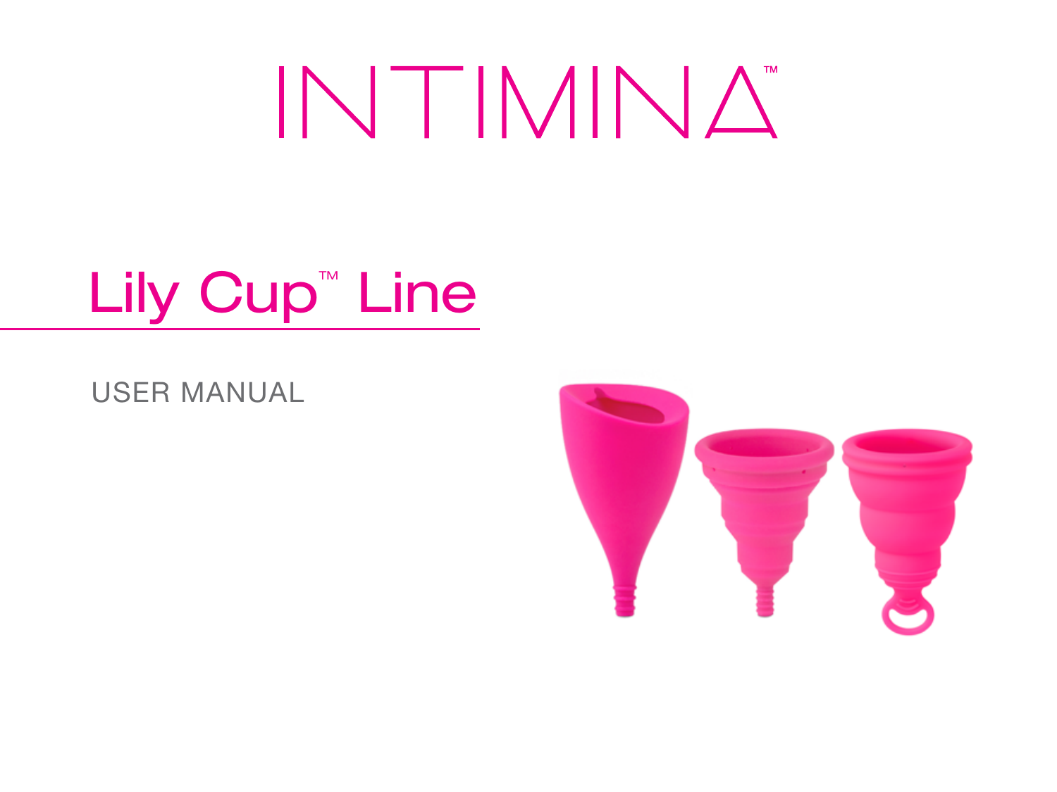# INTIMINA™

## Lily Cup™ Line

USER MANUAL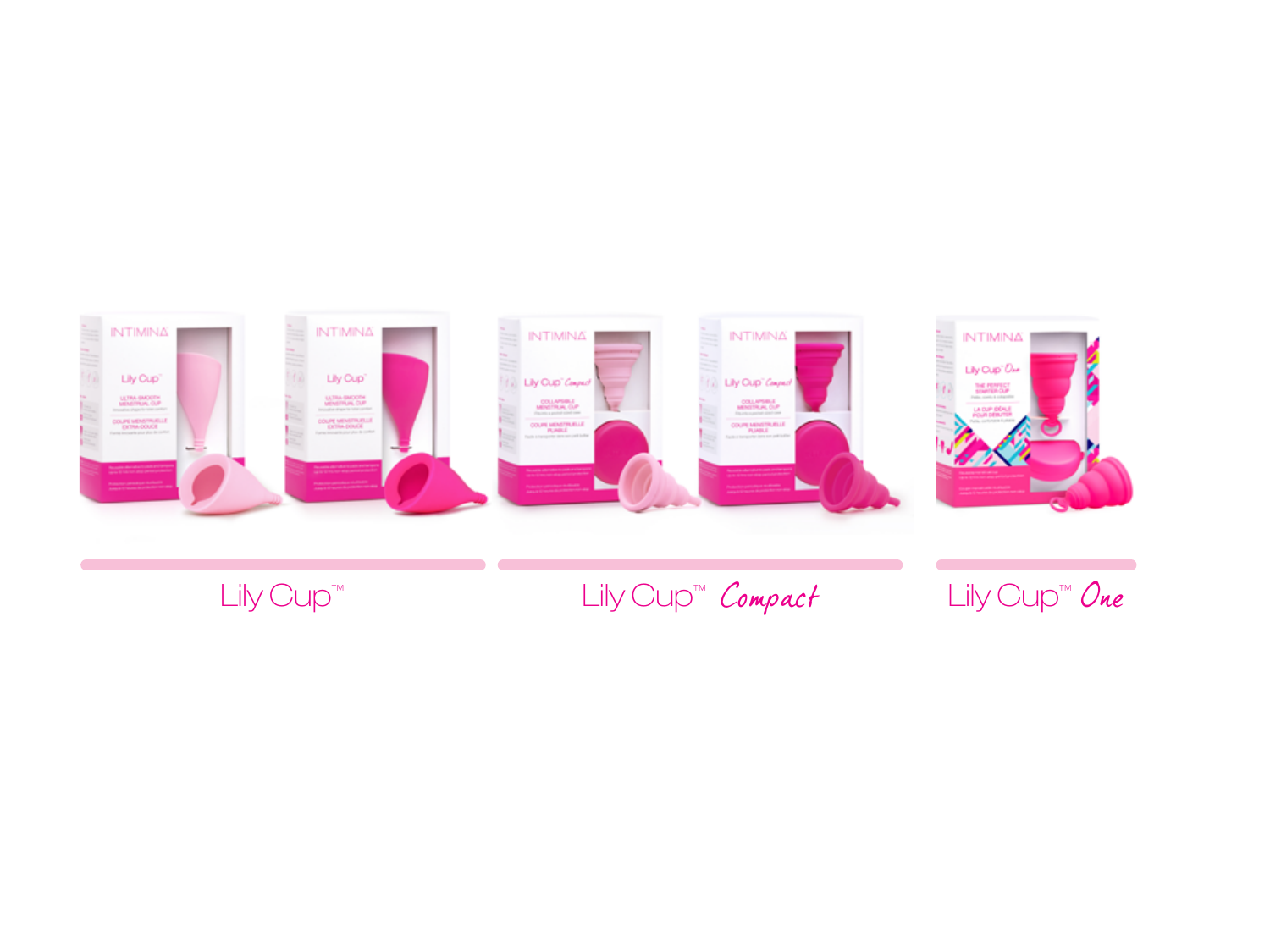Lily Cup™

Lily Cup™ *Compact*

Lily Cup™ *One*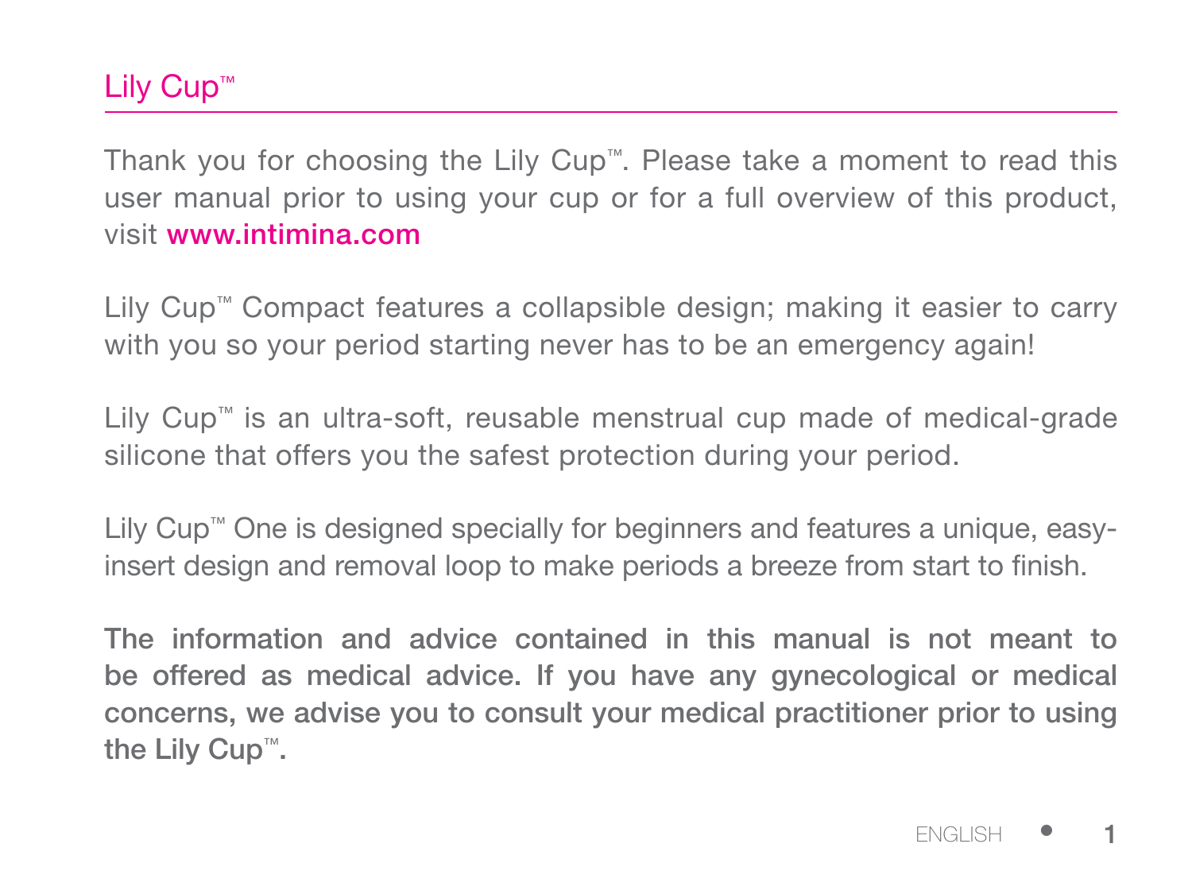# Lily Cup™

Thank you for choosing the Lily Cup™. Please take a moment to read this user manual prior to using your cup or for a full overview of this product, visit **www.intimina.com**

Lily Cup™ Compact features a collapsible design; making it easier to carry with you so your period starting never has to be an emergency again!

Lily Cup™ is an ultra-soft, reusable menstrual cup made of medical-grade silicone that offers you the safest protection during your period.

Lily Cup™ One is designed specially for beginners and features a unique, easy-insert design and removal loop to make periods a breeze from start to finish.

**The information and advice contained in this manual is not meant to be offered as medical advice. If you have any gynecological or medical concerns, we advise you to consult your medical practitioner prior to using the Lily Cup™.**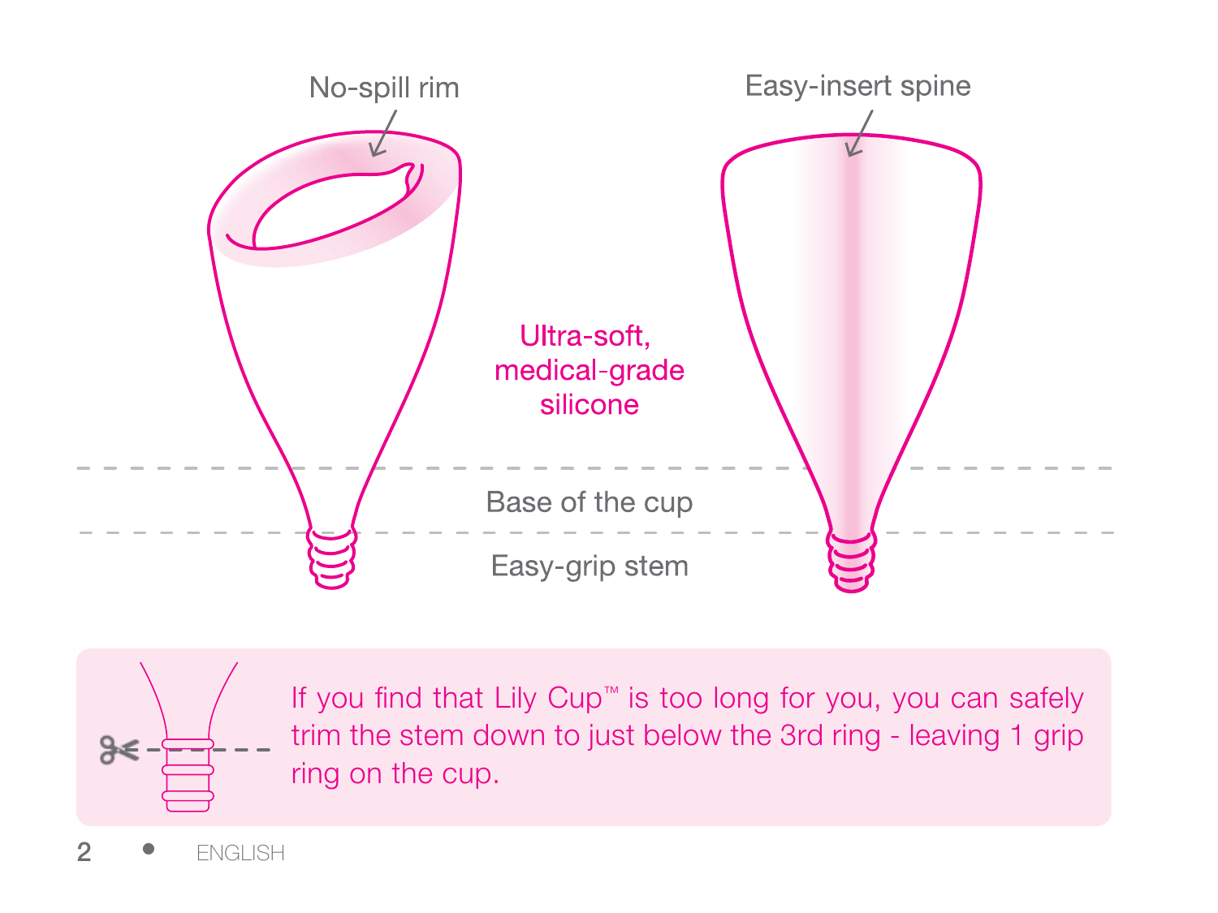No-spill rim

Easy-insert spine

Ultra-soft, medical-grade silicone

Base of the cup

Easy-grip stem

If you find that Lily Cup™ is too long for you, you can safely trim the stem down to just below the 3rd ring - leaving 1 grip ring on the cup.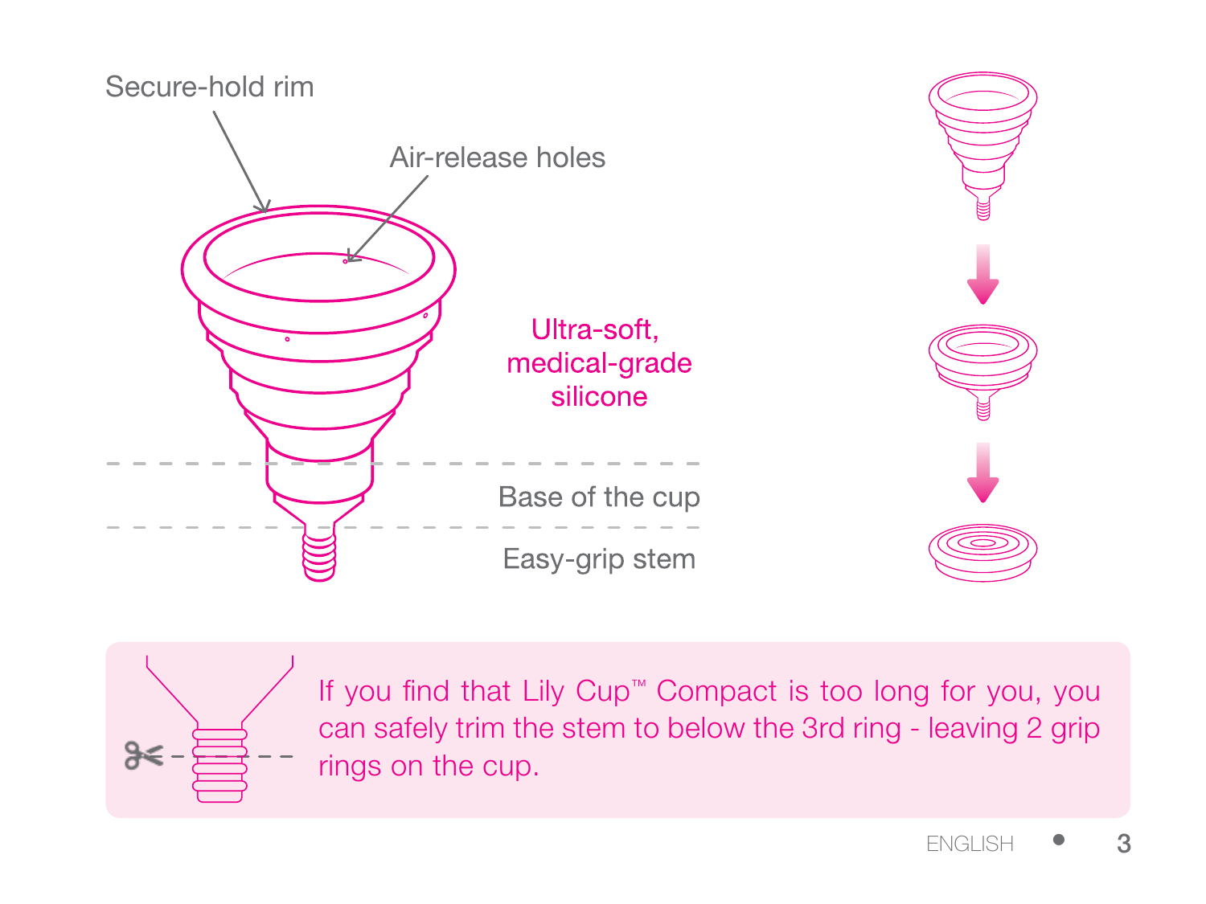Secure-hold rim

Air-release holes

Ultra-soft, medical-grade silicone

Base of the cup

Easy-grip stem

If you find that Lily Cup™ Compact is too long for you, you can safely trim the stem to below the 3rd ring - leaving 2 grip rings on the cup.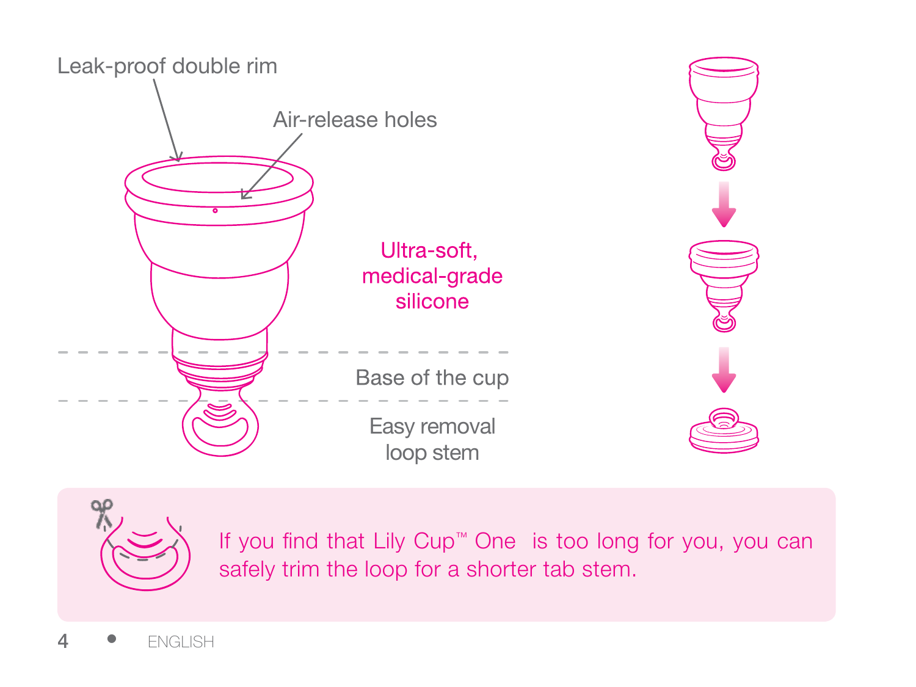Leak-proof double rim

Air-release holes

Ultra-soft, medical-grade silicone

Base of the cup

Easy removal loop stem

If you find that Lily Cup™ One is too long for you, you can safely trim the loop for a shorter tab stem.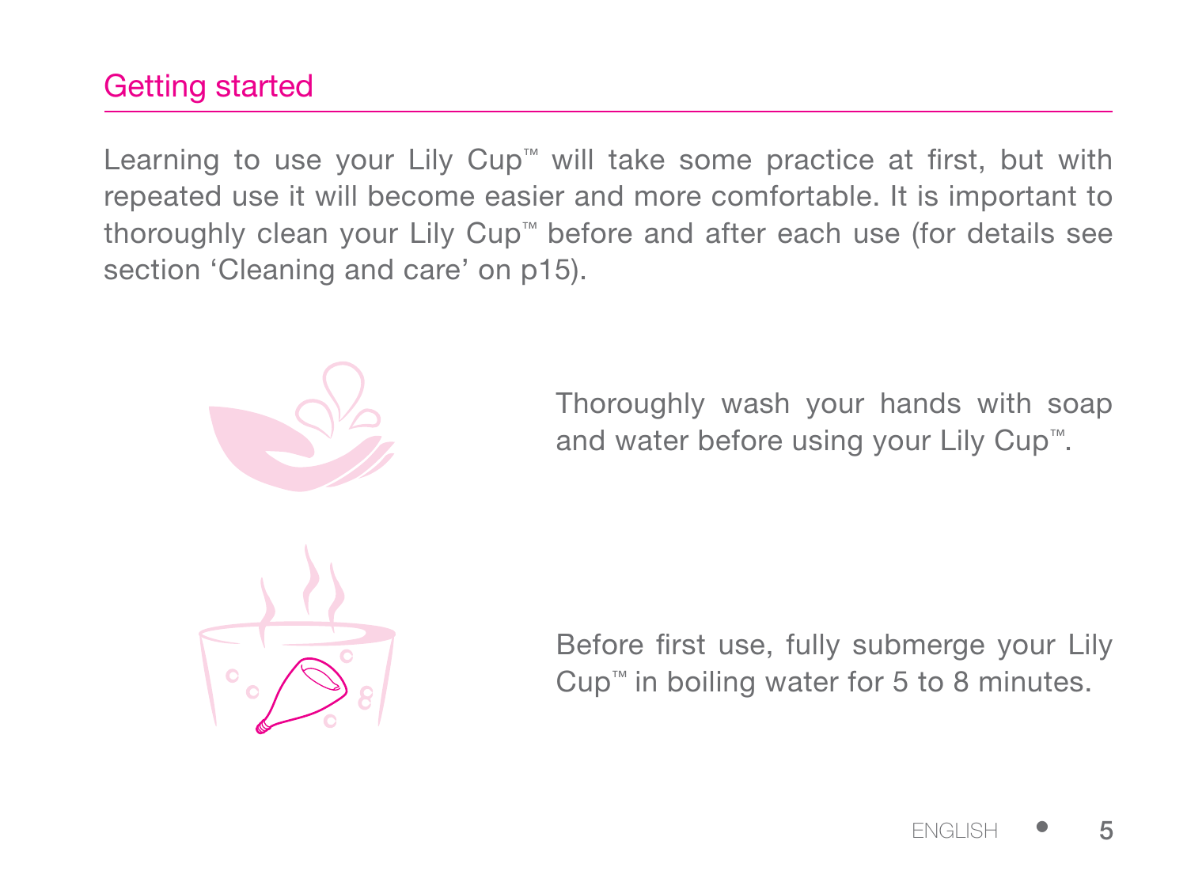## Getting started

Learning to use your Lily Cup™ will take some practice at first, but with repeated use it will become easier and more comfortable. It is important to thoroughly clean your Lily Cup™ before and after each use (for details see section 'Cleaning and care' on p15).

Thoroughly wash your hands with soap and water before using your Lily Cup™.

Before first use, fully submerge your Lily Cup™ in boiling water for 5 to 8 minutes.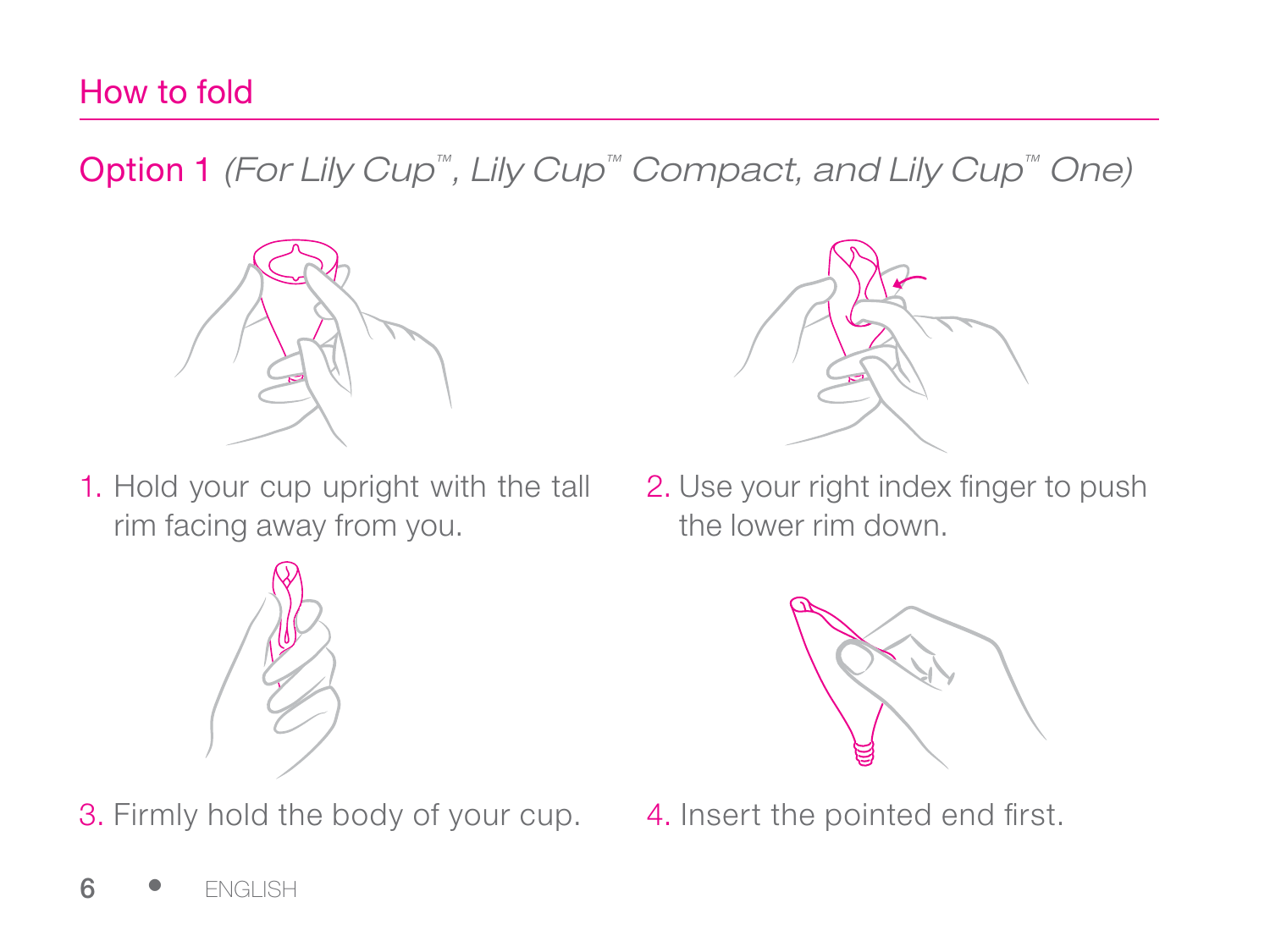## How to fold

### Option 1 *(For Lily Cup™, Lily Cup™ Compact, and Lily Cup™ One)*

1. Hold your cup upright with the tall rim facing away from you.
2. Use your right index finger to push the lower rim down.
3. Firmly hold the body of your cup.
4. Insert the pointed end first.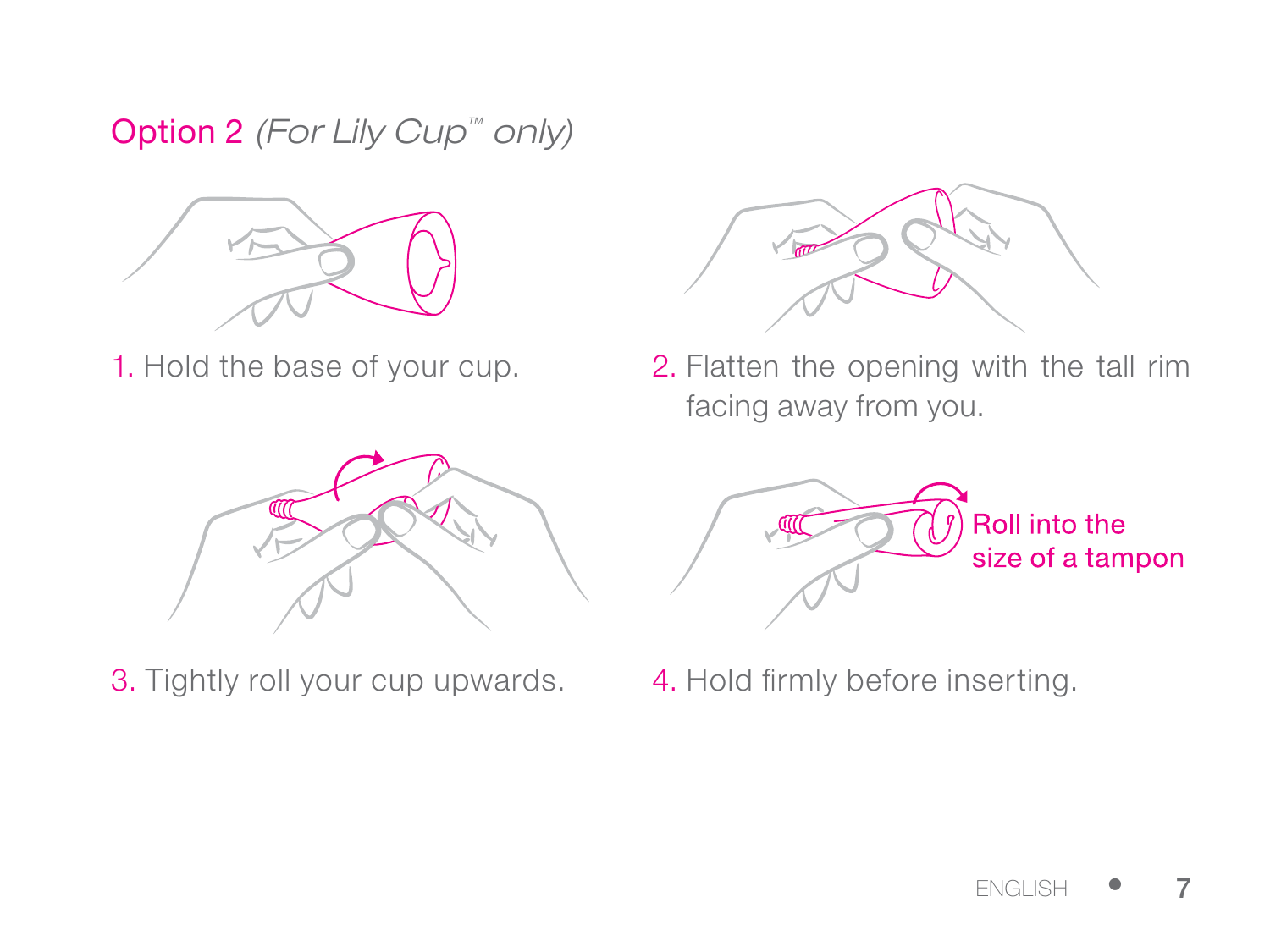## Option 2 *(For Lily Cup™ only)*

1. Hold the base of your cup.

2. Flatten the opening with the tall rim facing away from you.

3. Tightly roll your cup upwards.

4. Hold firmly before inserting.

Roll into the size of a tampon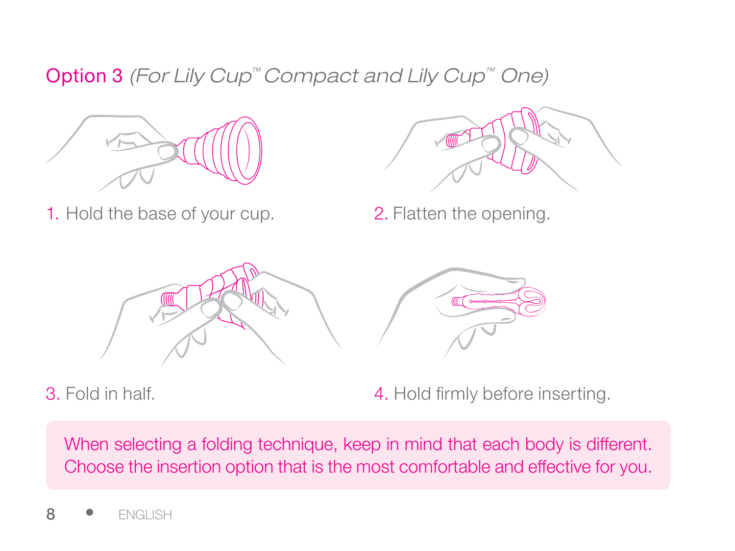## Option 3 *(For Lily Cup™ Compact and Lily Cup™ One)*

1. Hold the base of your cup.
2. Flatten the opening.
3. Fold in half.
4. Hold firmly before inserting.

When selecting a folding technique, keep in mind that each body is different. Choose the insertion option that is the most comfortable and effective for you.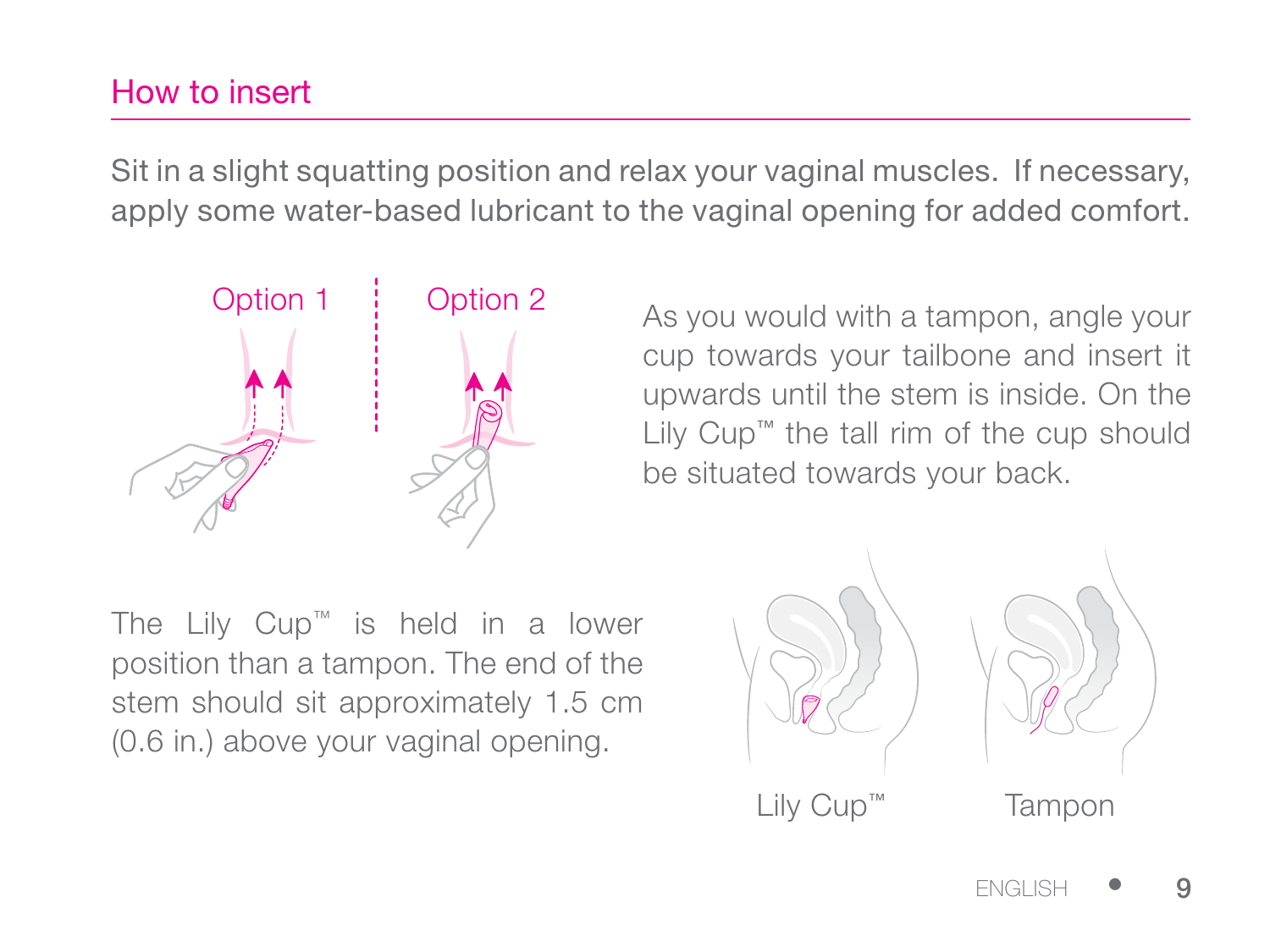## How to insert

Sit in a slight squatting position and relax your vaginal muscles. If necessary, apply some water-based lubricant to the vaginal opening for added comfort.

Option 1

Option 2

As you would with a tampon, angle your cup towards your tailbone and insert it upwards until the stem is inside. On the Lily Cup™ the tall rim of the cup should be situated towards your back.

The Lily Cup™ is held in a lower position than a tampon. The end of the stem should sit approximately 1.5 cm (0.6 in.) above your vaginal opening.

Lily Cup™

Tampon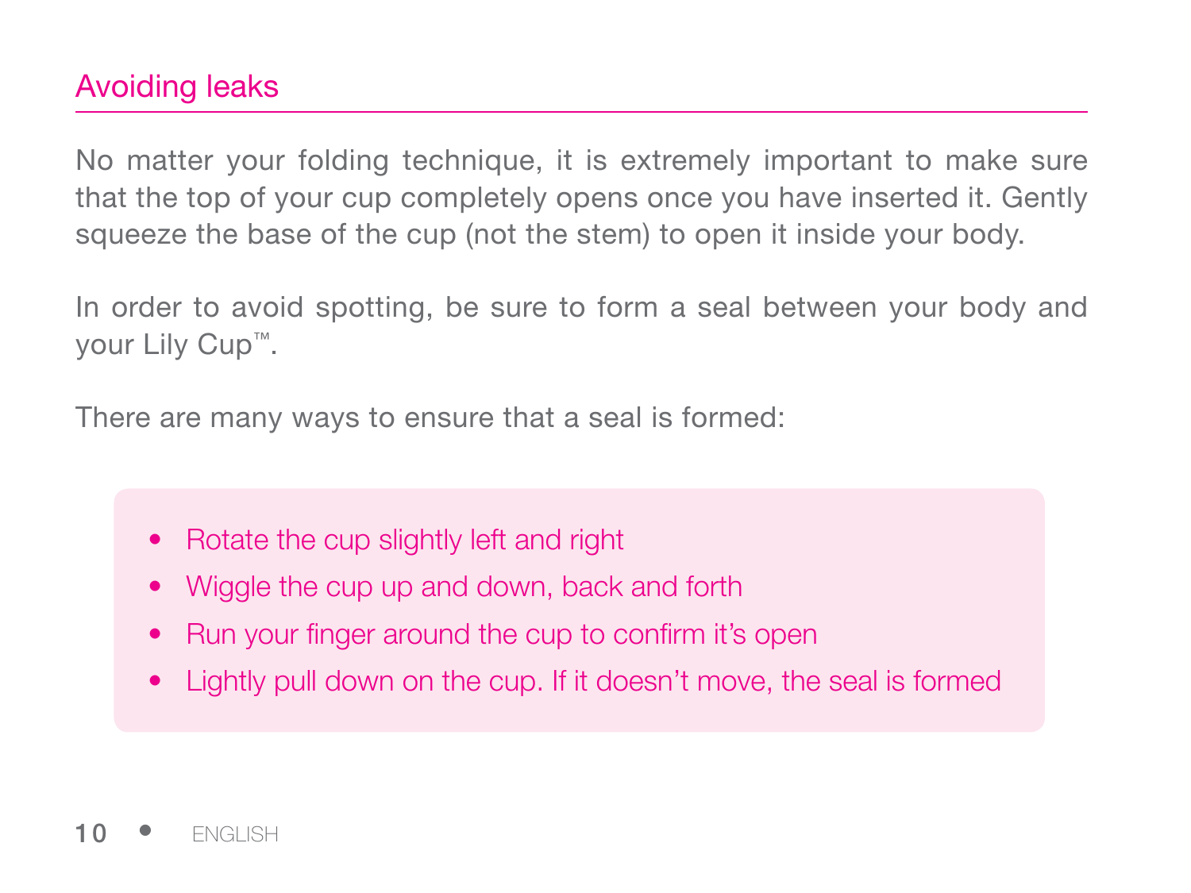## Avoiding leaks

No matter your folding technique, it is extremely important to make sure that the top of your cup completely opens once you have inserted it. Gently squeeze the base of the cup (not the stem) to open it inside your body.

In order to avoid spotting, be sure to form a seal between your body and your Lily Cup™.

There are many ways to ensure that a seal is formed:

- Rotate the cup slightly left and right
- Wiggle the cup up and down, back and forth
- Run your finger around the cup to confirm it's open
- Lightly pull down on the cup. If it doesn't move, the seal is formed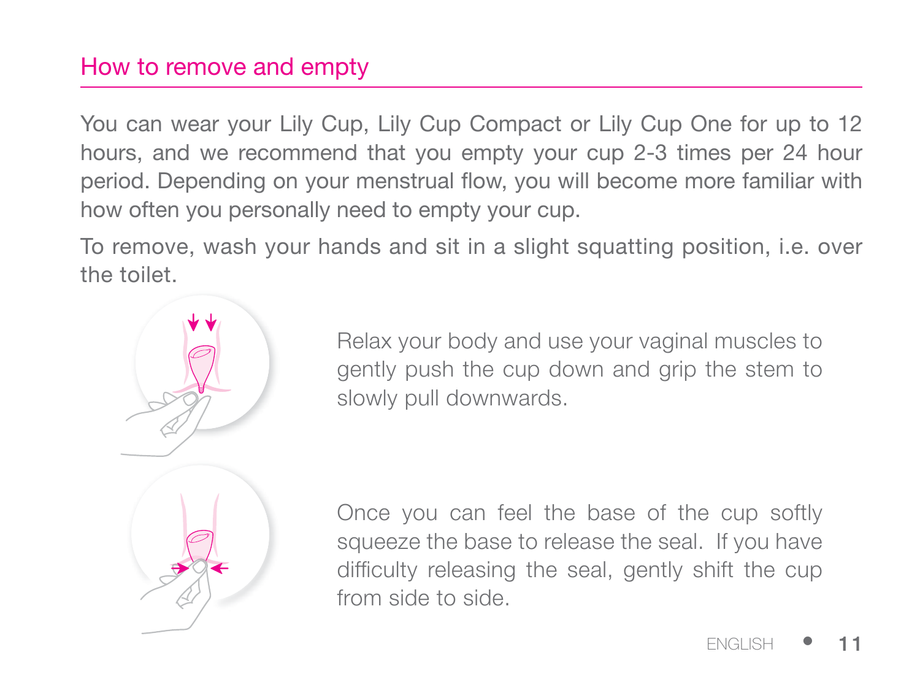## How to remove and empty

You can wear your Lily Cup, Lily Cup Compact or Lily Cup One for up to 12 hours, and we recommend that you empty your cup 2-3 times per 24 hour period. Depending on your menstrual flow, you will become more familiar with how often you personally need to empty your cup.

To remove, wash your hands and sit in a slight squatting position, i.e. over the toilet.

Relax your body and use your vaginal muscles to gently push the cup down and grip the stem to slowly pull downwards.

Once you can feel the base of the cup softly squeeze the base to release the seal. If you have difficulty releasing the seal, gently shift the cup from side to side.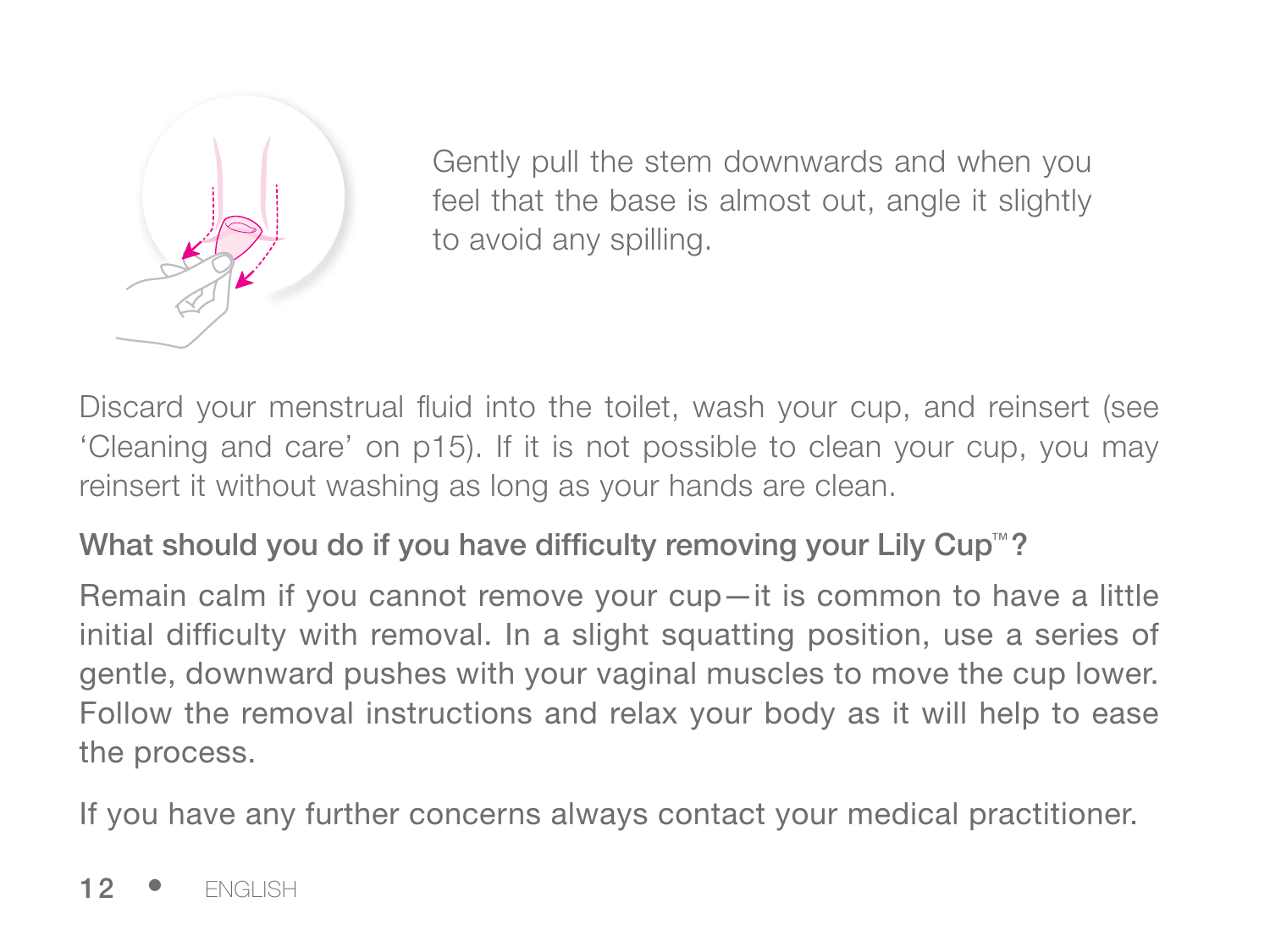Gently pull the stem downwards and when you feel that the base is almost out, angle it slightly to avoid any spilling.

Discard your menstrual fluid into the toilet, wash your cup, and reinsert (see 'Cleaning and care' on p15). If it is not possible to clean your cup, you may reinsert it without washing as long as your hands are clean.

**What should you do if you have difficulty removing your Lily Cup™?**

Remain calm if you cannot remove your cup—it is common to have a little initial difficulty with removal. In a slight squatting position, use a series of gentle, downward pushes with your vaginal muscles to move the cup lower. Follow the removal instructions and relax your body as it will help to ease the process.

If you have any further concerns always contact your medical practitioner.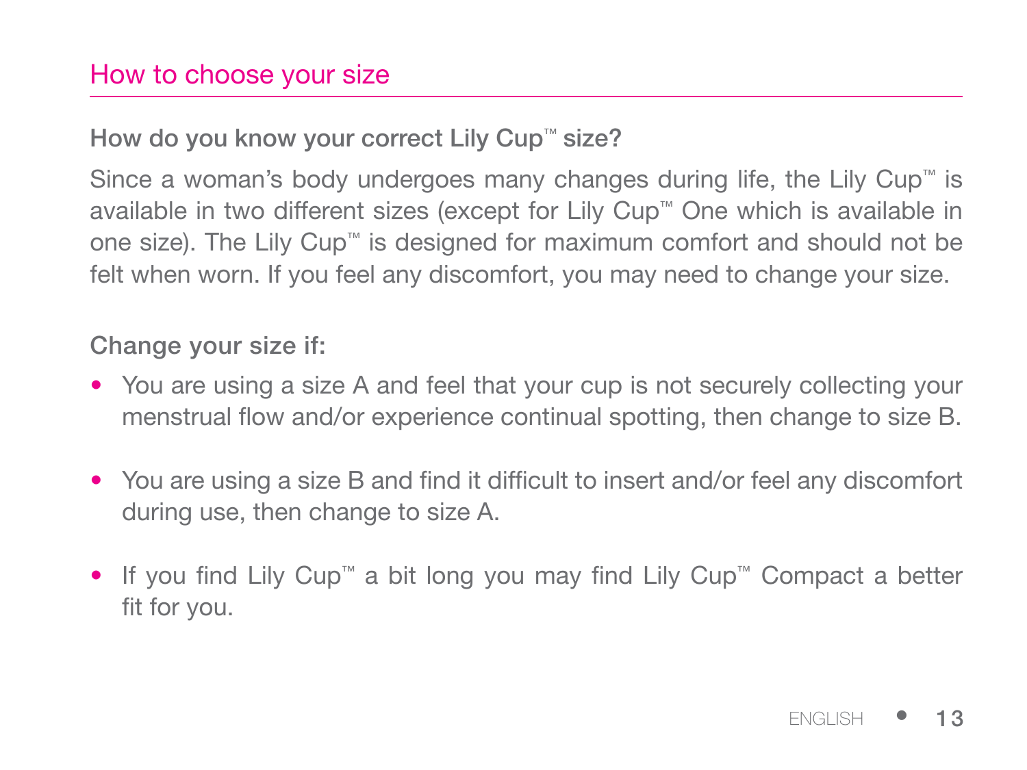## How to choose your size

### How do you know your correct Lily Cup™ size?

Since a woman's body undergoes many changes during life, the Lily Cup™ is available in two different sizes (except for Lily Cup™ One which is available in one size). The Lily Cup™ is designed for maximum comfort and should not be felt when worn. If you feel any discomfort, you may need to change your size.

### Change your size if:

- You are using a size A and feel that your cup is not securely collecting your menstrual flow and/or experience continual spotting, then change to size B.
- You are using a size B and find it difficult to insert and/or feel any discomfort during use, then change to size A.
- If you find Lily Cup™ a bit long you may find Lily Cup™ Compact a better fit for you.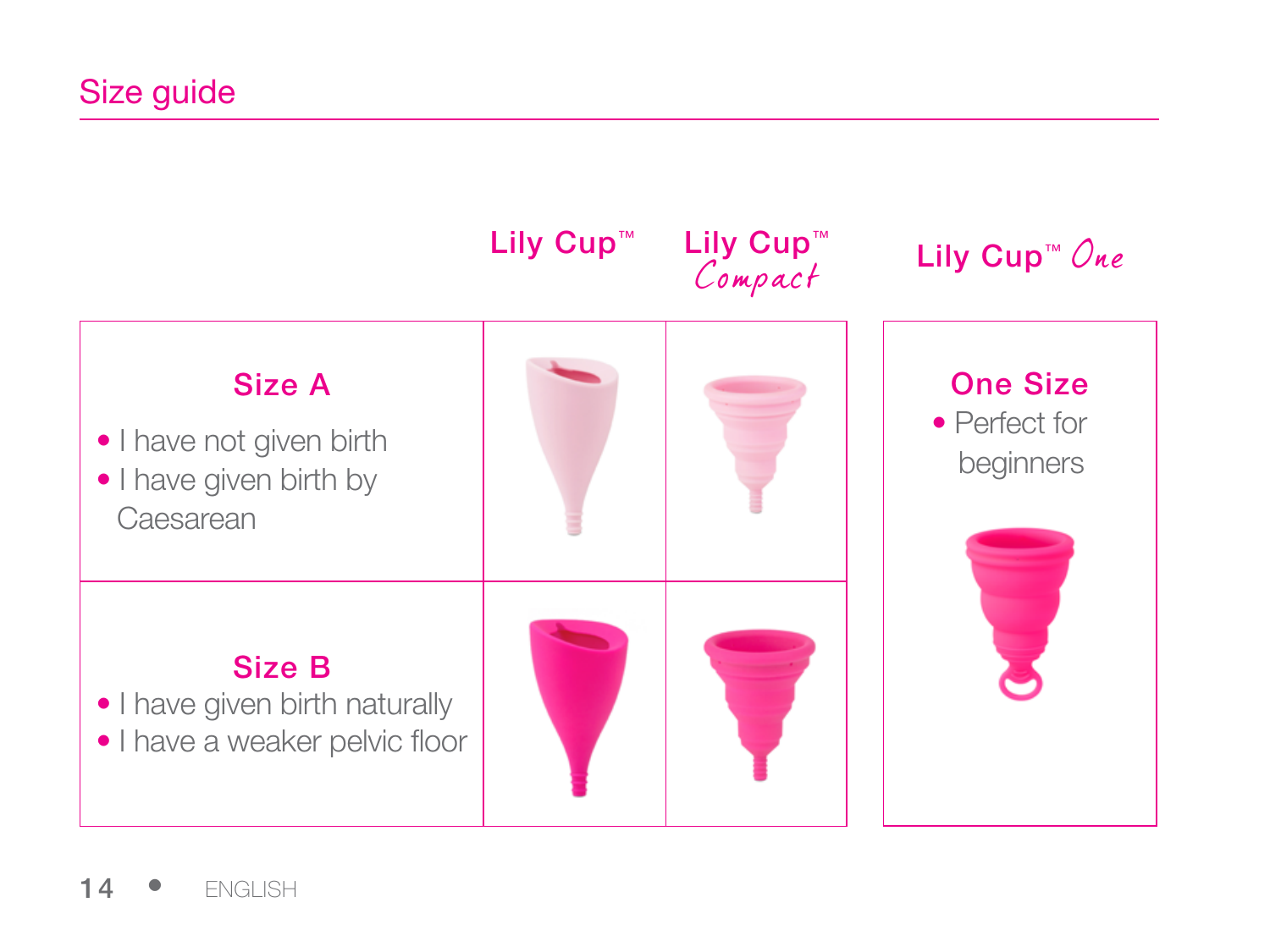## Size guide

| | Lily Cup™ | Lily Cup™ *Compact* |
|---|---|---|
| **Size A**<br>• I have not given birth<br>• I have given birth by Caesarean | | |
| **Size B**<br>• I have given birth naturally<br>• I have a weaker pelvic floor | | |

| Lily Cup™ *One* |
|---|
| **One Size**<br>• Perfect for beginners |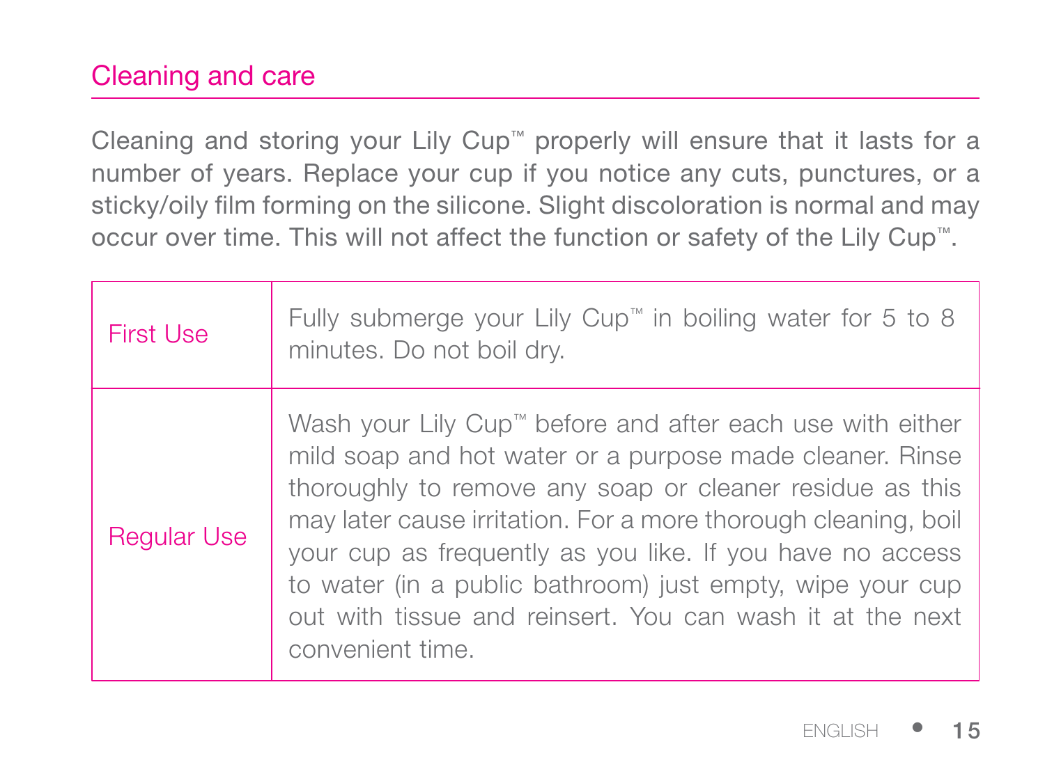## Cleaning and care

Cleaning and storing your Lily Cup™ properly will ensure that it lasts for a number of years. Replace your cup if you notice any cuts, punctures, or a sticky/oily film forming on the silicone. Slight discoloration is normal and may occur over time. This will not affect the function or safety of the Lily Cup™.

| | |
|---|---|
| First Use | Fully submerge your Lily Cup™ in boiling water for 5 to 8 minutes. Do not boil dry. |
| Regular Use | Wash your Lily Cup™ before and after each use with either mild soap and hot water or a purpose made cleaner. Rinse thoroughly to remove any soap or cleaner residue as this may later cause irritation. For a more thorough cleaning, boil your cup as frequently as you like. If you have no access to water (in a public bathroom) just empty, wipe your cup out with tissue and reinsert. You can wash it at the next convenient time. |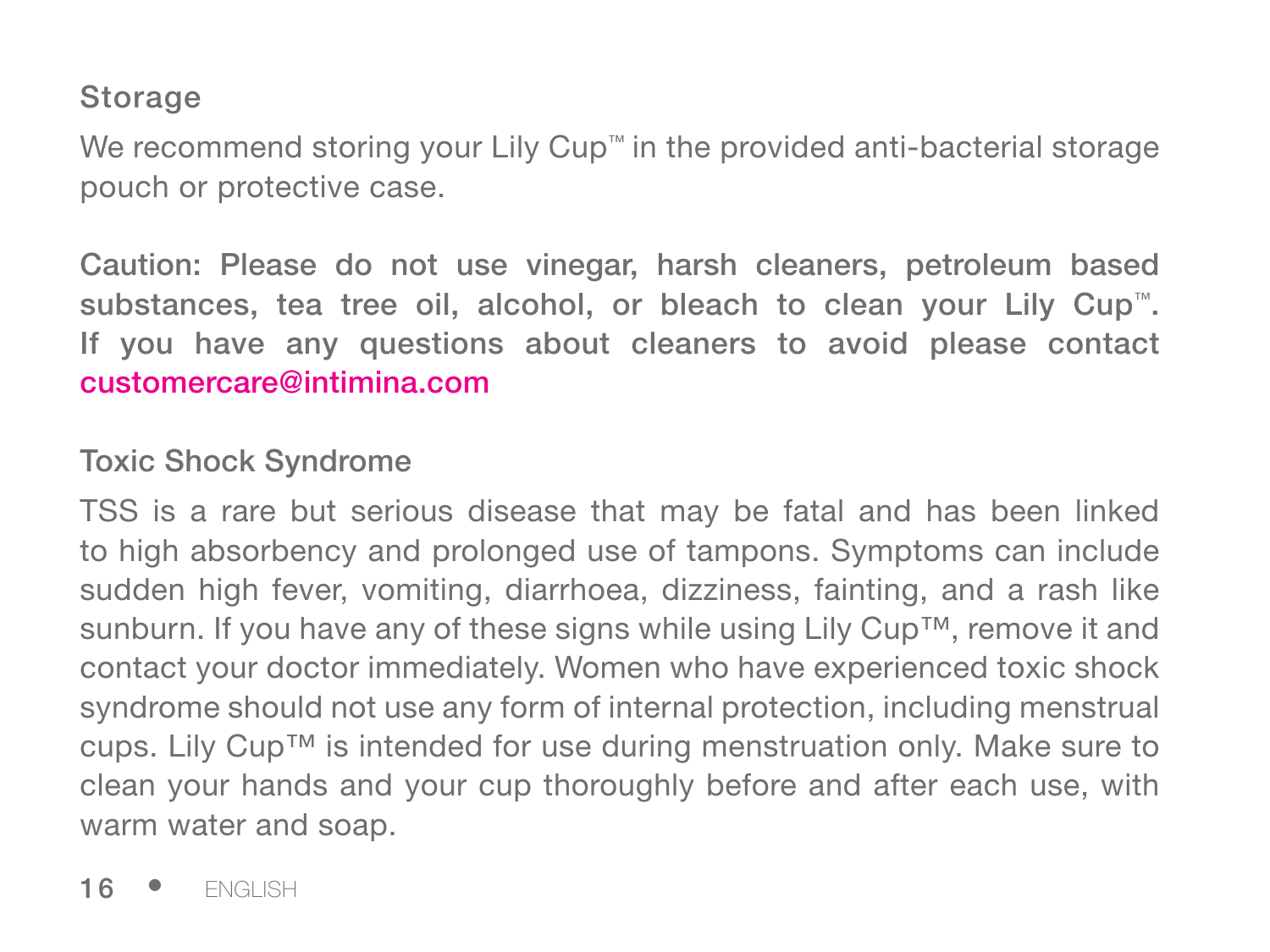## Storage

We recommend storing your Lily Cup™ in the provided anti-bacterial storage pouch or protective case.

**Caution: Please do not use vinegar, harsh cleaners, petroleum based substances, tea tree oil, alcohol, or bleach to clean your Lily Cup™. If you have any questions about cleaners to avoid please contact customercare@intimina.com**

## Toxic Shock Syndrome

TSS is a rare but serious disease that may be fatal and has been linked to high absorbency and prolonged use of tampons. Symptoms can include sudden high fever, vomiting, diarrhoea, dizziness, fainting, and a rash like sunburn. If you have any of these signs while using Lily Cup™, remove it and contact your doctor immediately. Women who have experienced toxic shock syndrome should not use any form of internal protection, including menstrual cups. Lily Cup™ is intended for use during menstruation only. Make sure to clean your hands and your cup thoroughly before and after each use, with warm water and soap.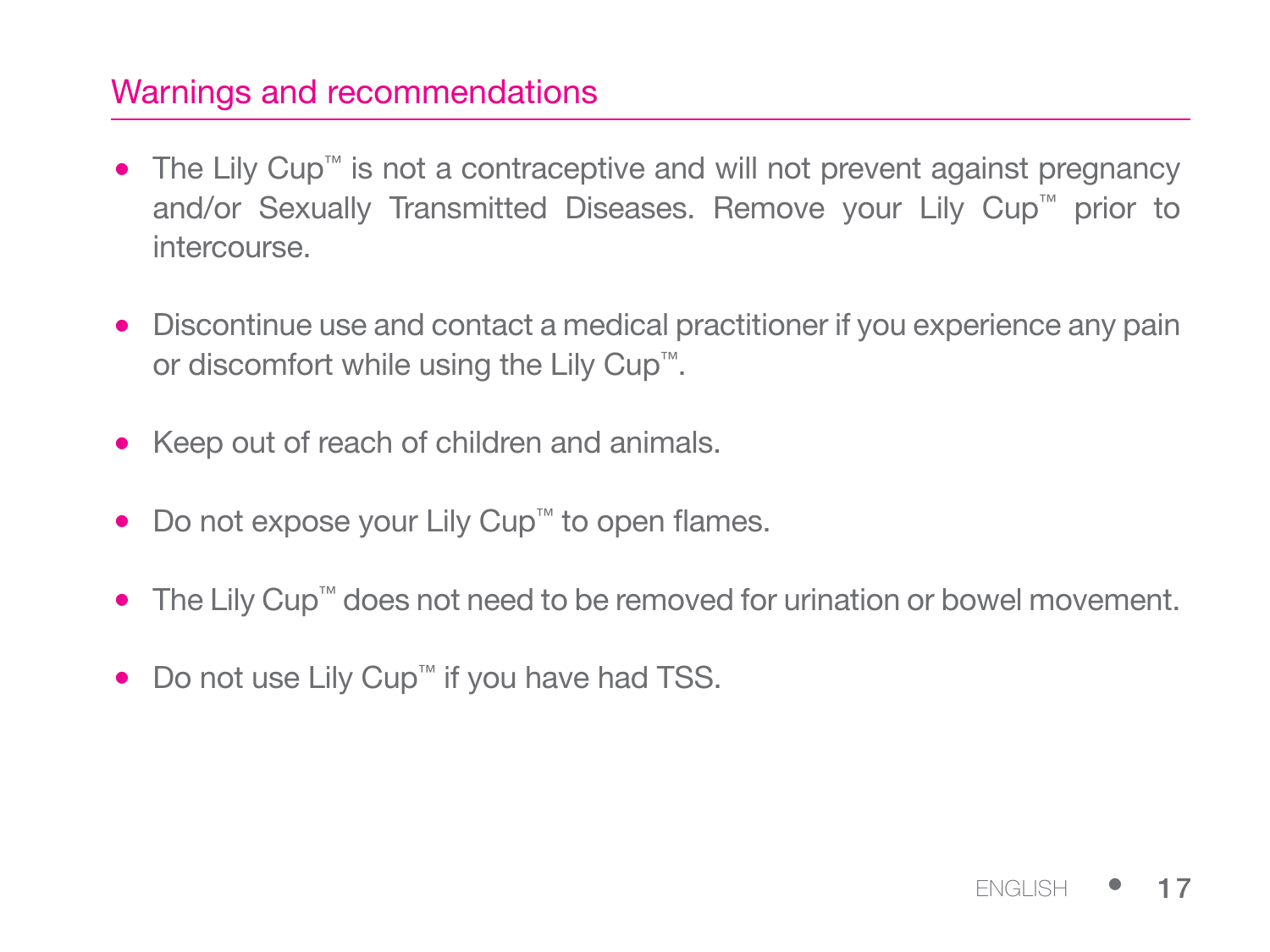## Warnings and recommendations

- The Lily Cup™ is not a contraceptive and will not prevent against pregnancy and/or Sexually Transmitted Diseases. Remove your Lily Cup™ prior to intercourse.
- Discontinue use and contact a medical practitioner if you experience any pain or discomfort while using the Lily Cup™.
- Keep out of reach of children and animals.
- Do not expose your Lily Cup™ to open flames.
- The Lily Cup™ does not need to be removed for urination or bowel movement.
- Do not use Lily Cup™ if you have had TSS.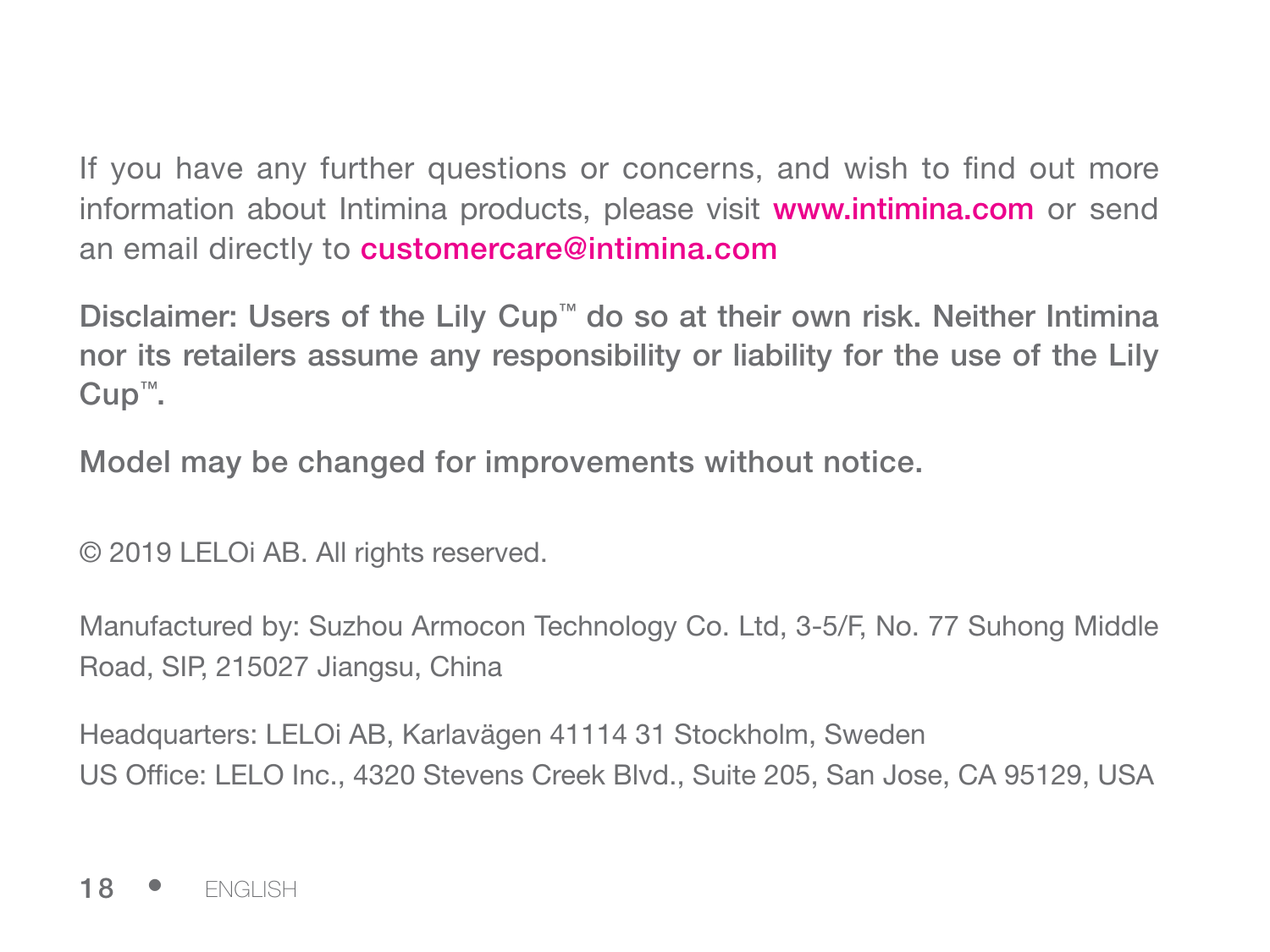If you have any further questions or concerns, and wish to find out more information about Intimina products, please visit **www.intimina.com** or send an email directly to **customercare@intimina.com**

**Disclaimer: Users of the Lily Cup™ do so at their own risk. Neither Intimina nor its retailers assume any responsibility or liability for the use of the Lily Cup™.**

**Model may be changed for improvements without notice.**

© 2019 LELOi AB. All rights reserved.

Manufactured by: Suzhou Armocon Technology Co. Ltd, 3-5/F, No. 77 Suhong Middle Road, SIP, 215027 Jiangsu, China

Headquarters: LELOi AB, Karlavägen 41114 31 Stockholm, Sweden
US Office: LELO Inc., 4320 Stevens Creek Blvd., Suite 205, San Jose, CA 95129, USA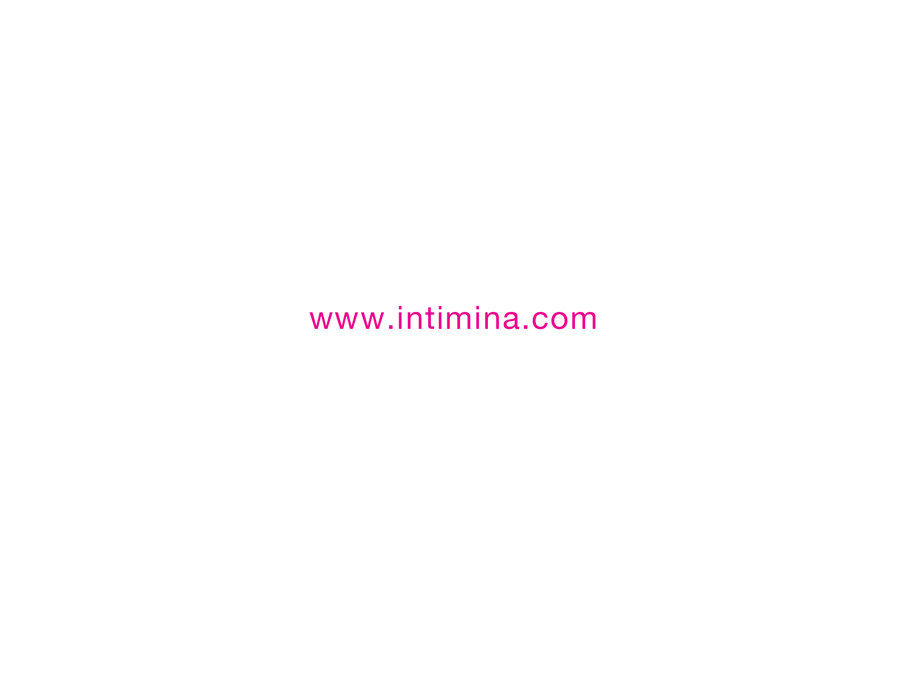www.intimina.com